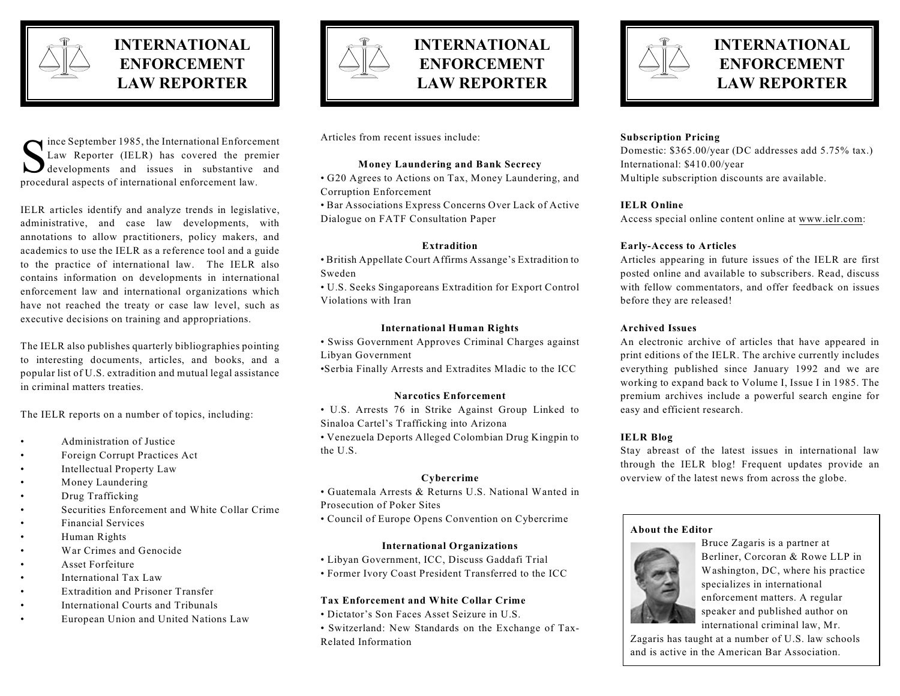# INTERNATIONAL ENFORCEMENT LAW REPORTER

Since September 1985, the International Enforcement Law Reporter (IELR) has covered the premier developments and issues in substantive and procedural aspects of international enforcement law.

IELR articles identify and analyze trends in legislative, administrative, and case law developments, with annotations to allow practitioners, policy makers, and academics to use the IELR as a reference tool and a guide to the practice of international law. The IELR also contains information on developments in international enforcement law and international organizations which have not reached the treaty or case law level, such as executive decisions on training and appropriations.

The IELR also publishes quarterly bibliographies pointing to interesting documents, articles, and books, and a popular list of U.S. extradition and mutual legal assistance in criminal matters treaties.

The IELR reports on a number of topics, including:

- Administration of Justice
- Foreign Corrupt Practices Act
- Intellectual Property Law
- Money Laundering
- Drug Trafficking
- Securities Enforcement and White Collar Crime
- Financial Services
- Human Rights
- War Crimes and Genocide
- Asset Forfeiture
- International Tax Law
- Extradition and Prisoner Transfer
- International Courts and Tribunals
- European Union and United Nations Law

# INTERNATIONAL ENFORCEMENT LAW REPORTER

Articles from recent issues include:

**Money Laundering and Bank Secrecy**

- G20 Agrees to Actions on Tax, Money Laundering, and Corruption Enforcement
- Bar Associations Express Concerns Over Lack of Active Dialogue on FATF Consultation Paper

**Extradition**

- British Appellate Court Affirms Assange's Extradition to Sweden
- U.S. Seeks Singaporeans Extradition for Export Control Violations with Iran

**International Human Rights**

- Swiss Government Approves Criminal Charges against Libyan Government
- Serbia Finally Arrests and Extradites Mladic to the ICC

**Narcotics Enforcement**

- U.S. Arrests 76 in Strike Against Group Linked to Sinaloa Cartel's Trafficking into Arizona
- Venezuela Deports Alleged Colombian Drug Kingpin to the U.S.

**Cybercrime**

- Guatemala Arrests & Returns U.S. National Wanted in Prosecution of Poker Sites
- Council of Europe Opens Convention on Cybercrime

**International Organizations**

- Libyan Government, ICC, Discuss Gaddafi Trial
- Former Ivory Coast President Transferred to the ICC

**Tax Enforcement and White Collar Crime**

- Dictator's Son Faces Asset Seizure in U.S.
- Switzerland: New Standards on the Exchange of Tax-Related Information

# INTERNATIONAL ENFORCEMENT LAW REPORTER

**Subscription Pricing**

Domestic: $365.00/year (DC addresses add 5.75% tax.)
International: $410.00/year
Multiple subscription discounts are available.

**IELR Online**

Access special online content online at www.ielr.com:

**Early-Access to Articles**

Articles appearing in future issues of the IELR are first posted online and available to subscribers. Read, discuss with fellow commentators, and offer feedback on issues before they are released!

**Archived Issues**

An electronic archive of articles that have appeared in print editions of the IELR. The archive currently includes everything published since January 1992 and we are working to expand back to Volume I, Issue I in 1985. The premium archives include a powerful search engine for easy and efficient research.

**IELR Blog**

Stay abreast of the latest issues in international law through the IELR blog! Frequent updates provide an overview of the latest news from across the globe.

**About the Editor**

Bruce Zagaris is a partner at Berliner, Corcoran & Rowe LLP in Washington, DC, where his practice specializes in international enforcement matters. A regular speaker and published author on international criminal law, Mr. Zagaris has taught at a number of U.S. law schools and is active in the American Bar Association.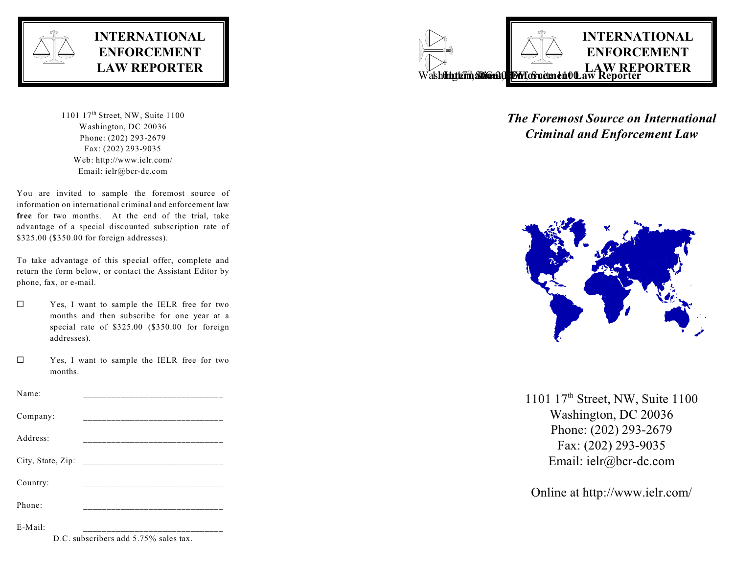# INTERNATIONAL ENFORCEMENT LAW REPORTER

1101 17th Street, NW, Suite 1100
Washington, DC 20036
Phone: (202) 293-2679
Fax: (202) 293-9035
Web: http://www.ielr.com/
Email: ielr@bcr-dc.com

You are invited to sample the foremost source of information on international criminal and enforcement law **free** for two months. At the end of the trial, take advantage of a special discounted subscription rate of $325.00 ($350.00 for foreign addresses).

To take advantage of this special offer, complete and return the form below, or contact the Assistant Editor by phone, fax, or e-mail.

☐ Yes, I want to sample the IELR free for two months and then subscribe for one year at a special rate of $325.00 ($350.00 for foreign addresses).

☐ Yes, I want to sample the IELR free for two months.

Name: ____________________________

Company: ____________________________

Address: ____________________________

City, State, Zip: ____________________________

Country: ____________________________

Phone: ____________________________

E-Mail: ____________________________

D.C. subscribers add 5.75% sales tax.

# INTERNATIONAL ENFORCEMENT LAW REPORTER

***The Foremost Source on International Criminal and Enforcement Law***

1101 17th Street, NW, Suite 1100
Washington, DC 20036
Phone: (202) 293-2679
Fax: (202) 293-9035
Email: ielr@bcr-dc.com

Online at http://www.ielr.com/